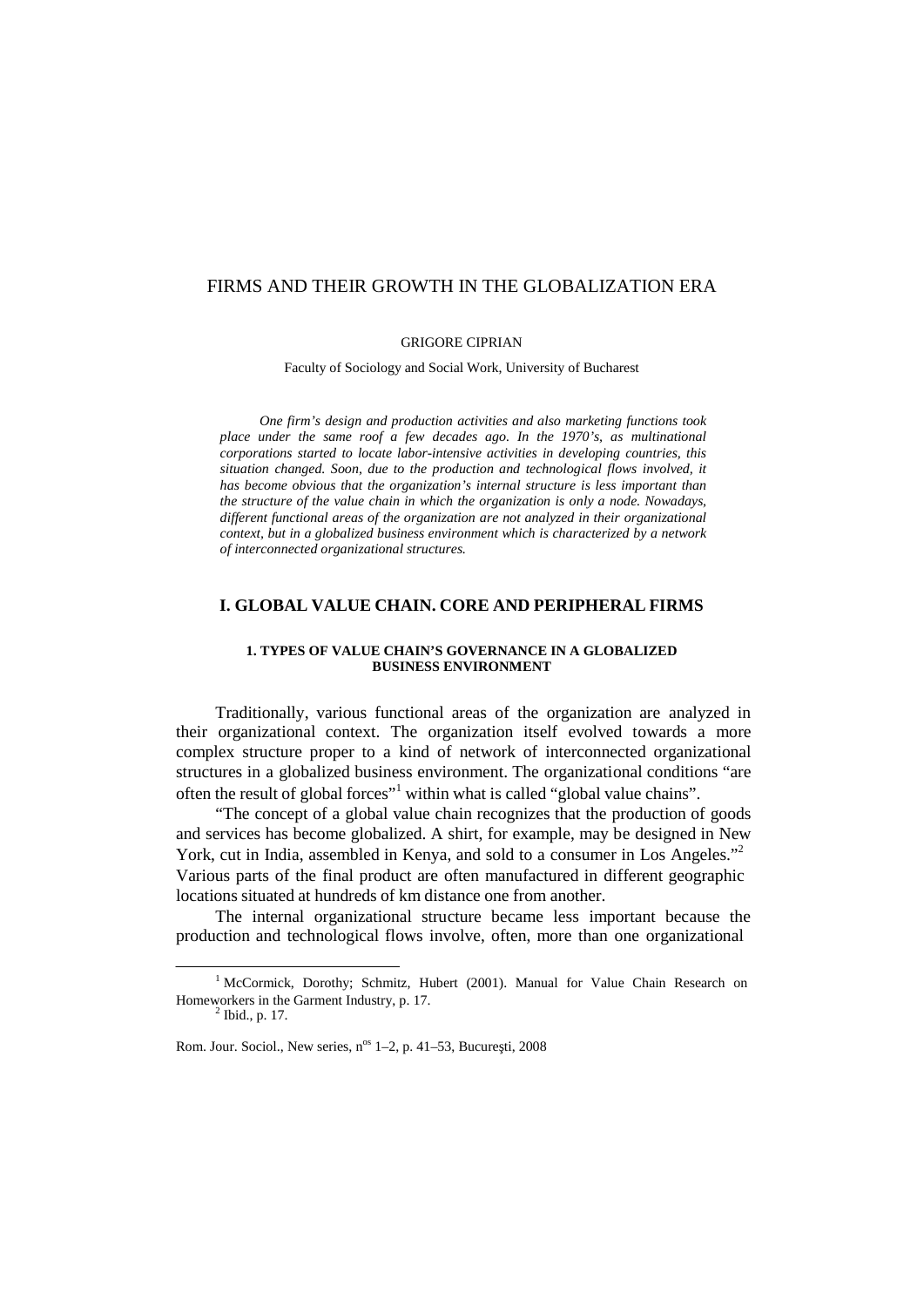# FIRMS AND THEIR GROWTH IN THE GLOBALIZATION ERA

GRIGORE CIPRIAN

Faculty of Sociology and Social Work, University of Bucharest

*One firm's design and production activities and also marketing functions took place under the same roof a few decades ago. In the 1970's, as multinational corporations started to locate labor-intensive activities in developing countries, this situation changed. Soon, due to the production and technological flows involved, it has become obvious that the organization's internal structure is less important than the structure of the value chain in which the organization is only a node. Nowadays, different functional areas of the organization are not analyzed in their organizational context, but in a globalized business environment which is characterized by a network of interconnected organizational structures.*

## I. GLOBAL VALUE CHAIN. CORE AND PERIPHERAL FIRMS

### 1. TYPES OF VALUE CHAIN'S GOVERNANCE IN A GLOBALIZED BUSINESS ENVIRONMENT

Traditionally, various functional areas of the organization are analyzed in their organizational context. The organization itself evolved towards a more complex structure proper to a kind of network of interconnected organizational structures in a globalized business environment. The organizational conditions "are often the result of global forces"[1] within what is called "global value chains".

"The concept of a global value chain recognizes that the production of goods and services has become globalized. A shirt, for example, may be designed in New York, cut in India, assembled in Kenya, and sold to a consumer in Los Angeles."[2] Various parts of the final product are often manufactured in different geographic locations situated at hundreds of km distance one from another.

The internal organizational structure became less important because the production and technological flows involve, often, more than one organizational

[1] McCormick, Dorothy; Schmitz, Hubert (2001). Manual for Value Chain Research on Homeworkers in the Garment Industry, p. 17.

[2] Ibid., p. 17.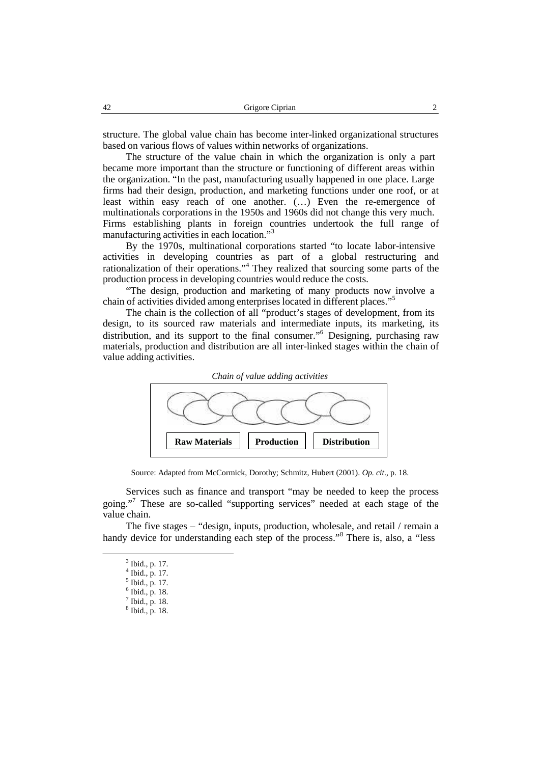structure. The global value chain has become inter-linked organizational structures based on various flows of values within networks of organizations.

The structure of the value chain in which the organization is only a part became more important than the structure or functioning of different areas within the organization. "In the past, manufacturing usually happened in one place. Large firms had their design, production, and marketing functions under one roof, or at least within easy reach of one another. (…) Even the re-emergence of multinationals corporations in the 1950s and 1960s did not change this very much. Firms establishing plants in foreign countries undertook the full range of manufacturing activities in each location."[3]

By the 1970s, multinational corporations started "to locate labor-intensive activities in developing countries as part of a global restructuring and rationalization of their operations."[4] They realized that sourcing some parts of the production process in developing countries would reduce the costs.

"The design, production and marketing of many products now involve a chain of activities divided among enterprises located in different places."[5]

The chain is the collection of all "product's stages of development, from its design, to its sourced raw materials and intermediate inputs, its marketing, its distribution, and its support to the final consumer."[6] Designing, purchasing raw materials, production and distribution are all inter-linked stages within the chain of value adding activities.

*Chain of value adding activities*

| Raw Materials | Production | Distribution |
|---|---|---|

Source: Adapted from McCormick, Dorothy; Schmitz, Hubert (2001). *Op. cit*., p. 18.

Services such as finance and transport "may be needed to keep the process going."[7] These are so-called "supporting services" needed at each stage of the value chain.

The five stages – "design, inputs, production, wholesale, and retail / remain a handy device for understanding each step of the process."[8] There is, also, a "less

---

[3] Ibid., p. 17.
[4] Ibid., p. 17.
[5] Ibid., p. 17.
[6] Ibid., p. 18.
[7] Ibid., p. 18.
[8] Ibid., p. 18.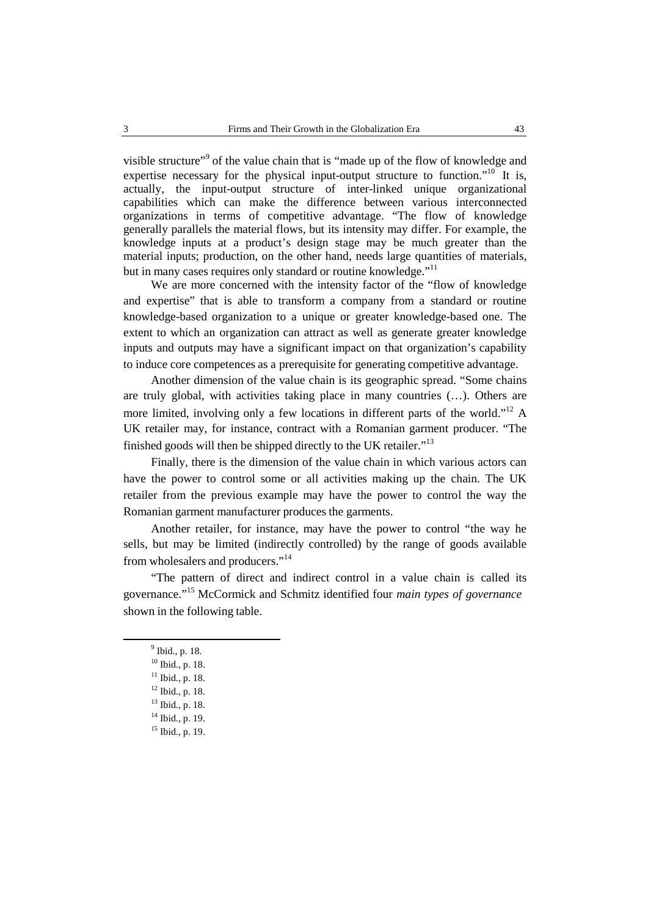visible structure"[9] of the value chain that is "made up of the flow of knowledge and expertise necessary for the physical input-output structure to function."[10] It is, actually, the input-output structure of inter-linked unique organizational capabilities which can make the difference between various interconnected organizations in terms of competitive advantage. "The flow of knowledge generally parallels the material flows, but its intensity may differ. For example, the knowledge inputs at a product's design stage may be much greater than the material inputs; production, on the other hand, needs large quantities of materials, but in many cases requires only standard or routine knowledge."[11]

We are more concerned with the intensity factor of the "flow of knowledge and expertise" that is able to transform a company from a standard or routine knowledge-based organization to a unique or greater knowledge-based one. The extent to which an organization can attract as well as generate greater knowledge inputs and outputs may have a significant impact on that organization's capability to induce core competences as a prerequisite for generating competitive advantage.

Another dimension of the value chain is its geographic spread. "Some chains are truly global, with activities taking place in many countries (…). Others are more limited, involving only a few locations in different parts of the world."[12] A UK retailer may, for instance, contract with a Romanian garment producer. "The finished goods will then be shipped directly to the UK retailer."[13]

Finally, there is the dimension of the value chain in which various actors can have the power to control some or all activities making up the chain. The UK retailer from the previous example may have the power to control the way the Romanian garment manufacturer produces the garments.

Another retailer, for instance, may have the power to control "the way he sells, but may be limited (indirectly controlled) by the range of goods available from wholesalers and producers."[14]

"The pattern of direct and indirect control in a value chain is called its governance."[15] McCormick and Schmitz identified four *main types of governance* shown in the following table.

---

[9] Ibid., p. 18.
[10] Ibid., p. 18.
[11] Ibid., p. 18.
[12] Ibid., p. 18.
[13] Ibid., p. 18.
[14] Ibid., p. 19.
[15] Ibid., p. 19.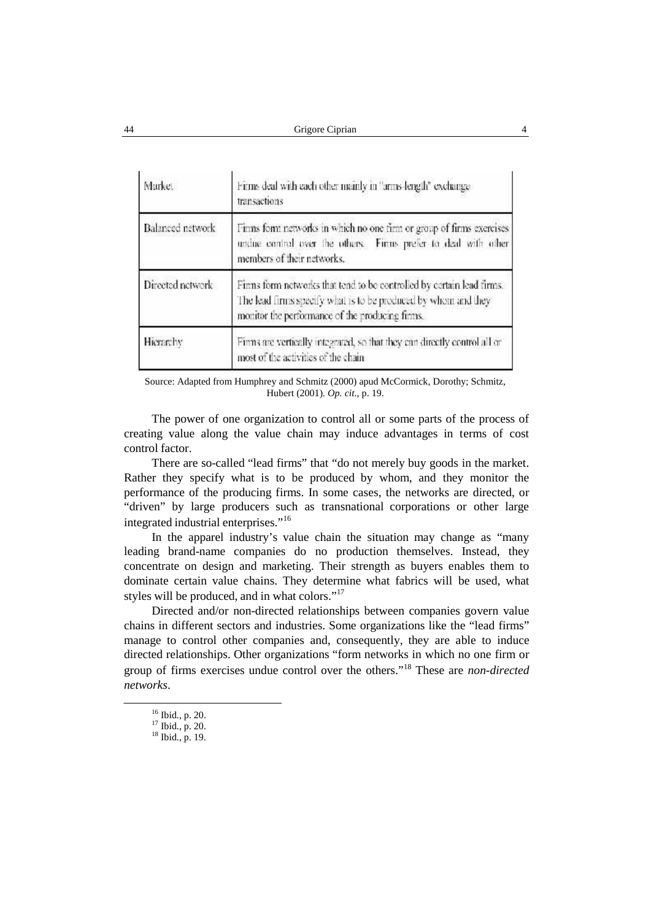| Market | Firms deal with each other mainly in "arms-length" exchange transactions |
| --- | --- |
| Balanced network | Firms form networks in which no one firm or group of firms exercises undue control over the others. Firms prefer to deal with other members of their networks. |
| Directed network | Firms form networks that tend to be controlled by certain lead firms. The lead firms specify what is to be produced by whom and they monitor the performance of the producing firms. |
| Hierarchy | Firms are vertically integrated, so that they can directly control all or most of the activities of the chain |

Source: Adapted from Humphrey and Schmitz (2000) apud McCormick, Dorothy; Schmitz, Hubert (2001). *Op. cit.*, p. 19.

The power of one organization to control all or some parts of the process of creating value along the value chain may induce advantages in terms of cost control factor.

There are so-called "lead firms" that "do not merely buy goods in the market. Rather they specify what is to be produced by whom, and they monitor the performance of the producing firms. In some cases, the networks are directed, or "driven" by large producers such as transnational corporations or other large integrated industrial enterprises."[16]

In the apparel industry's value chain the situation may change as "many leading brand-name companies do no production themselves. Instead, they concentrate on design and marketing. Their strength as buyers enables them to dominate certain value chains. They determine what fabrics will be used, what styles will be produced, and in what colors."[17]

Directed and/or non-directed relationships between companies govern value chains in different sectors and industries. Some organizations like the "lead firms" manage to control other companies and, consequently, they are able to induce directed relationships. Other organizations "form networks in which no one firm or group of firms exercises undue control over the others."[18] These are *non-directed networks*.

[16] Ibid., p. 20.
[17] Ibid., p. 20.
[18] Ibid., p. 19.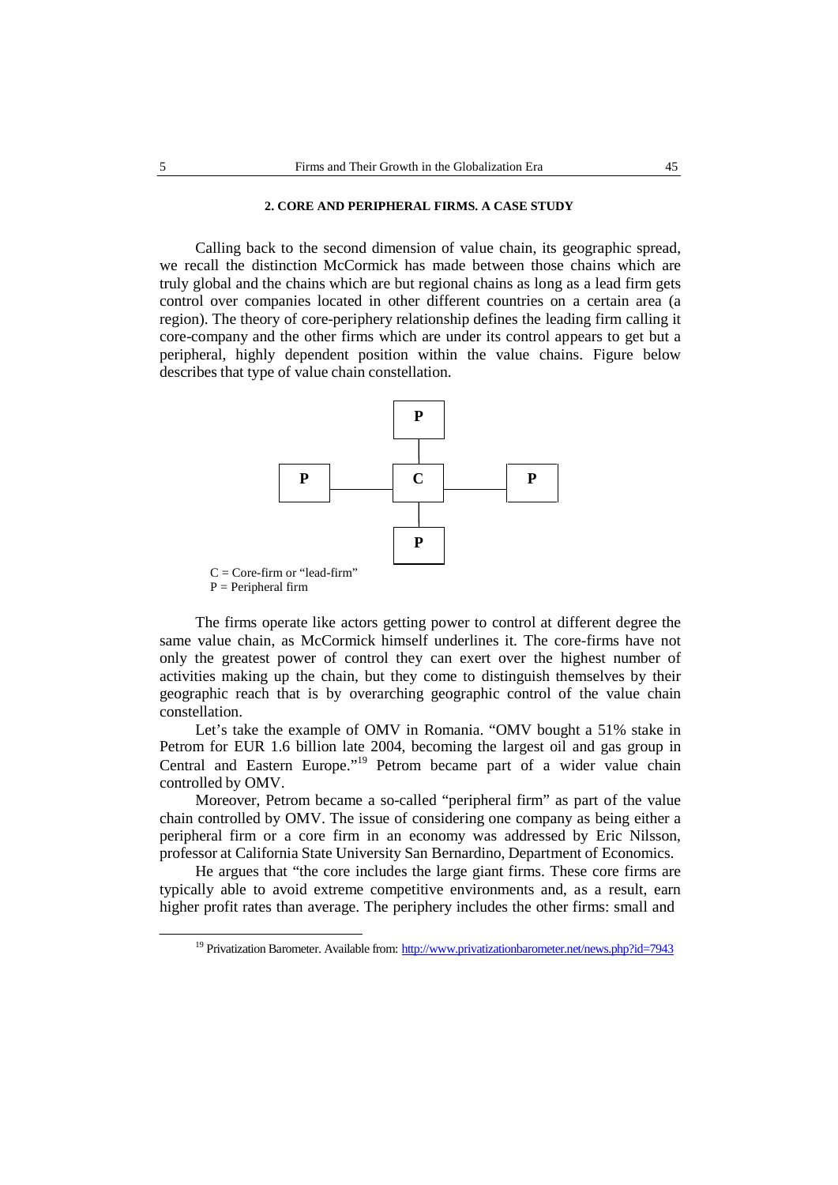## 2. CORE AND PERIPHERAL FIRMS. A CASE STUDY

Calling back to the second dimension of value chain, its geographic spread, we recall the distinction McCormick has made between those chains which are truly global and the chains which are but regional chains as long as a lead firm gets control over companies located in other different countries on a certain area (a region). The theory of core-periphery relationship defines the leading firm calling it core-company and the other firms which are under its control appears to get but a peripheral, highly dependent position within the value chains. Figure below describes that type of value chain constellation.

```
              [P]
               |
   [P] ------ [C] ------ [P]
               |
              [P]
```

C = Core-firm or "lead-firm"
P = Peripheral firm

The firms operate like actors getting power to control at different degree the same value chain, as McCormick himself underlines it. The core-firms have not only the greatest power of control they can exert over the highest number of activities making up the chain, but they come to distinguish themselves by their geographic reach that is by overarching geographic control of the value chain constellation.

Let's take the example of OMV in Romania. "OMV bought a 51% stake in Petrom for EUR 1.6 billion late 2004, becoming the largest oil and gas group in Central and Eastern Europe."[19] Petrom became part of a wider value chain controlled by OMV.

Moreover, Petrom became a so-called "peripheral firm" as part of the value chain controlled by OMV. The issue of considering one company as being either a peripheral firm or a core firm in an economy was addressed by Eric Nilsson, professor at California State University San Bernardino, Department of Economics.

He argues that "the core includes the large giant firms. These core firms are typically able to avoid extreme competitive environments and, as a result, earn higher profit rates than average. The periphery includes the other firms: small and

---

[19] Privatization Barometer. Available from: http://www.privatizationbarometer.net/news.php?id=7943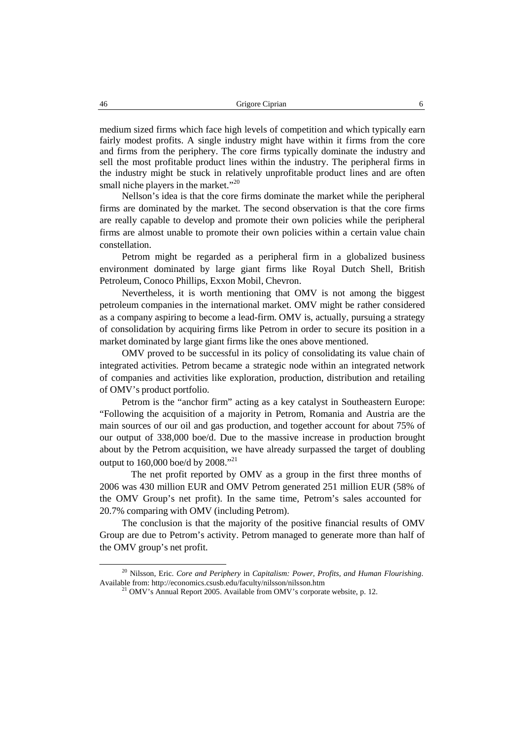medium sized firms which face high levels of competition and which typically earn fairly modest profits. A single industry might have within it firms from the core and firms from the periphery. The core firms typically dominate the industry and sell the most profitable product lines within the industry. The peripheral firms in the industry might be stuck in relatively unprofitable product lines and are often small niche players in the market."[20]

Nellson's idea is that the core firms dominate the market while the peripheral firms are dominated by the market. The second observation is that the core firms are really capable to develop and promote their own policies while the peripheral firms are almost unable to promote their own policies within a certain value chain constellation.

Petrom might be regarded as a peripheral firm in a globalized business environment dominated by large giant firms like Royal Dutch Shell, British Petroleum, Conoco Phillips, Exxon Mobil, Chevron.

Nevertheless, it is worth mentioning that OMV is not among the biggest petroleum companies in the international market. OMV might be rather considered as a company aspiring to become a lead-firm. OMV is, actually, pursuing a strategy of consolidation by acquiring firms like Petrom in order to secure its position in a market dominated by large giant firms like the ones above mentioned.

OMV proved to be successful in its policy of consolidating its value chain of integrated activities. Petrom became a strategic node within an integrated network of companies and activities like exploration, production, distribution and retailing of OMV's product portfolio.

Petrom is the "anchor firm" acting as a key catalyst in Southeastern Europe: "Following the acquisition of a majority in Petrom, Romania and Austria are the main sources of our oil and gas production, and together account for about 75% of our output of 338,000 boe/d. Due to the massive increase in production brought about by the Petrom acquisition, we have already surpassed the target of doubling output to 160,000 boe/d by 2008."[21]

The net profit reported by OMV as a group in the first three months of 2006 was 430 million EUR and OMV Petrom generated 251 million EUR (58% of the OMV Group's net profit). In the same time, Petrom's sales accounted for 20.7% comparing with OMV (including Petrom).

The conclusion is that the majority of the positive financial results of OMV Group are due to Petrom's activity. Petrom managed to generate more than half of the OMV group's net profit.

---

[20] Nilsson, Eric. *Core and Periphery* in *Capitalism: Power, Profits, and Human Flourishing*. Available from: http://economics.csusb.edu/faculty/nilsson/nilsson.htm

[21] OMV's Annual Report 2005. Available from OMV's corporate website, p. 12.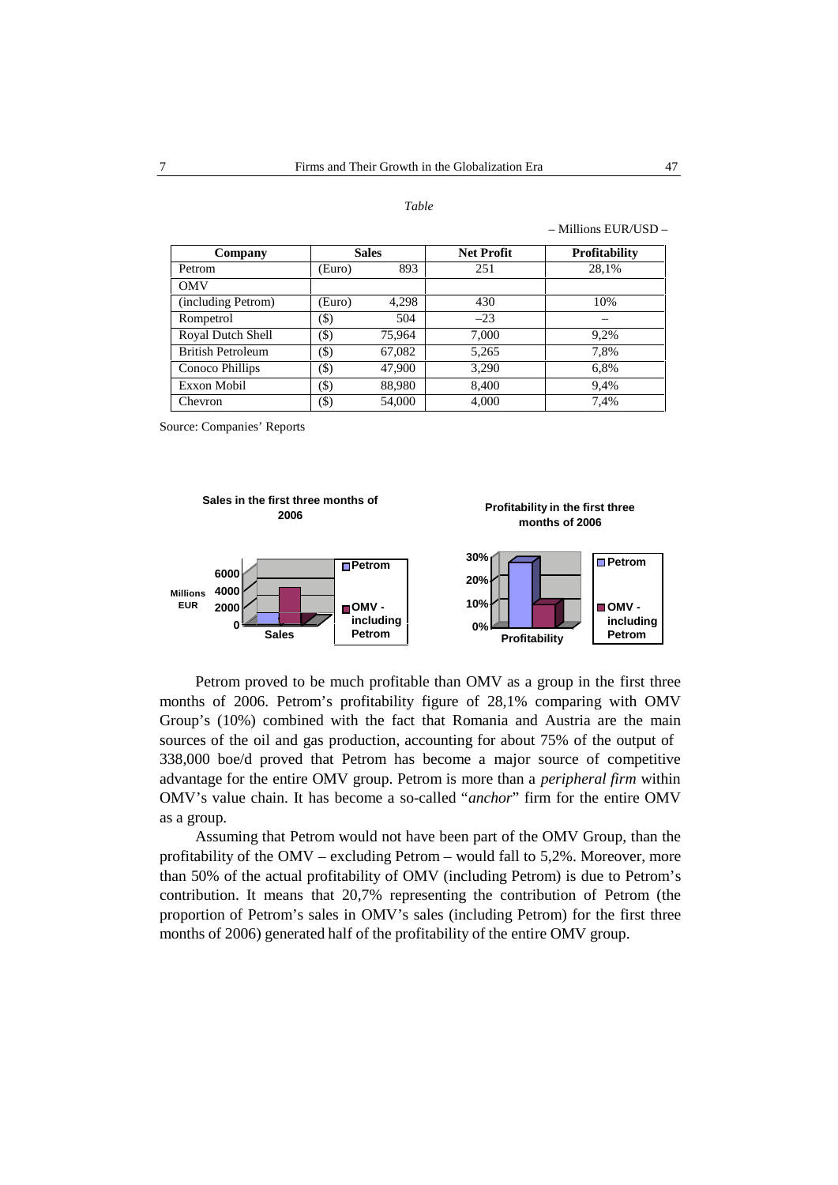*Table*

– Millions EUR/USD –

| Company | Sales | | Net Profit | Profitability |
|---|---|---|---|---|
| Petrom | (Euro) | 893 | 251 | 28,1% |
| OMV | | | | |
| (including Petrom) | (Euro) | 4,298 | 430 | 10% |
| Rompetrol | ($) | 504 | –23 | – |
| Royal Dutch Shell | ($) | 75,964 | 7,000 | 9,2% |
| British Petroleum | ($) | 67,082 | 5,265 | 7,8% |
| Conoco Phillips | ($) | 47,900 | 3,290 | 6,8% |
| Exxon Mobil | ($) | 88,980 | 8,400 | 9,4% |
| Chevron | ($) | 54,000 | 4,000 | 7,4% |

Source: Companies' Reports

**Sales in the first three months of 2006**

**Profitability in the first three months of 2006**

Petrom proved to be much profitable than OMV as a group in the first three months of 2006. Petrom's profitability figure of 28,1% comparing with OMV Group's (10%) combined with the fact that Romania and Austria are the main sources of the oil and gas production, accounting for about 75% of the output of 338,000 boe/d proved that Petrom has become a major source of competitive advantage for the entire OMV group. Petrom is more than a *peripheral firm* within OMV's value chain. It has become a so-called "*anchor*" firm for the entire OMV as a group.

Assuming that Petrom would not have been part of the OMV Group, than the profitability of the OMV – excluding Petrom – would fall to 5,2%. Moreover, more than 50% of the actual profitability of OMV (including Petrom) is due to Petrom's contribution. It means that 20,7% representing the contribution of Petrom (the proportion of Petrom's sales in OMV's sales (including Petrom) for the first three months of 2006) generated half of the profitability of the entire OMV group.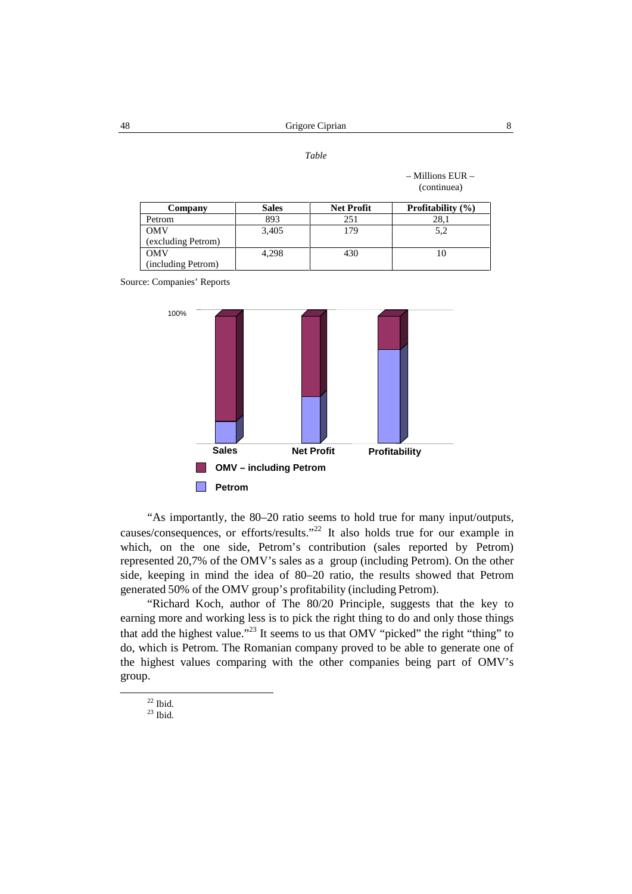*Table*

– Millions EUR –
(continuea)

| Company | Sales | Net Profit | Profitability (%) |
|---|---|---|---|
| Petrom | 893 | 251 | 28,1 |
| OMV (excluding Petrom) | 3,405 | 179 | 5,2 |
| OMV (including Petrom) | 4,298 | 430 | 10 |

Source: Companies' Reports

“As importantly, the 80–20 ratio seems to hold true for many input/outputs, causes/consequences, or efforts/results.”[22] It also holds true for our example in which, on the one side, Petrom's contribution (sales reported by Petrom) represented 20,7% of the OMV's sales as a group (including Petrom). On the other side, keeping in mind the idea of 80–20 ratio, the results showed that Petrom generated 50% of the OMV group's profitability (including Petrom).

“Richard Koch, author of The 80/20 Principle, suggests that the key to earning more and working less is to pick the right thing to do and only those things that add the highest value.”[23] It seems to us that OMV “picked” the right “thing” to do, which is Petrom. The Romanian company proved to be able to generate one of the highest values comparing with the other companies being part of OMV's group.

---

[22] Ibid.

[23] Ibid.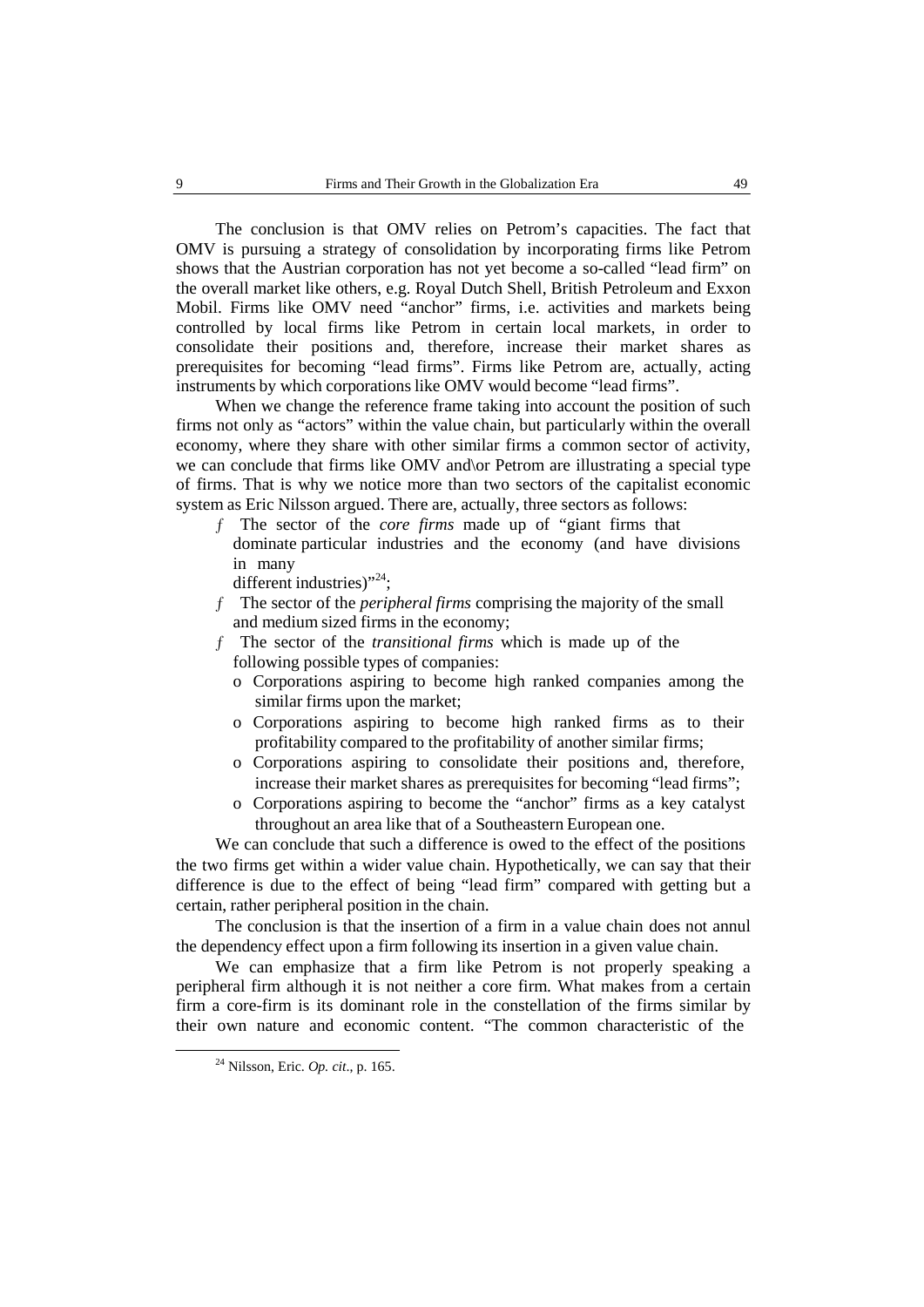The conclusion is that OMV relies on Petrom's capacities. The fact that OMV is pursuing a strategy of consolidation by incorporating firms like Petrom shows that the Austrian corporation has not yet become a so-called "lead firm" on the overall market like others, e.g. Royal Dutch Shell, British Petroleum and Exxon Mobil. Firms like OMV need "anchor" firms, i.e. activities and markets being controlled by local firms like Petrom in certain local markets, in order to consolidate their positions and, therefore, increase their market shares as prerequisites for becoming "lead firms". Firms like Petrom are, actually, acting instruments by which corporations like OMV would become "lead firms".

When we change the reference frame taking into account the position of such firms not only as "actors" within the value chain, but particularly within the overall economy, where they share with other similar firms a common sector of activity, we can conclude that firms like OMV and\or Petrom are illustrating a special type of firms. That is why we notice more than two sectors of the capitalist economic system as Eric Nilsson argued. There are, actually, three sectors as follows:

- The sector of the *core firms* made up of "giant firms that dominate particular industries and the economy (and have divisions in many different industries)"[24];
- The sector of the *peripheral firms* comprising the majority of the small and medium sized firms in the economy;
- The sector of the *transitional firms* which is made up of the following possible types of companies:
  - Corporations aspiring to become high ranked companies among the similar firms upon the market;
  - Corporations aspiring to become high ranked firms as to their profitability compared to the profitability of another similar firms;
  - Corporations aspiring to consolidate their positions and, therefore, increase their market shares as prerequisites for becoming "lead firms";
  - Corporations aspiring to become the "anchor" firms as a key catalyst throughout an area like that of a Southeastern European one.

We can conclude that such a difference is owed to the effect of the positions the two firms get within a wider value chain. Hypothetically, we can say that their difference is due to the effect of being "lead firm" compared with getting but a certain, rather peripheral position in the chain.

The conclusion is that the insertion of a firm in a value chain does not annul the dependency effect upon a firm following its insertion in a given value chain.

We can emphasize that a firm like Petrom is not properly speaking a peripheral firm although it is not neither a core firm. What makes from a certain firm a core-firm is its dominant role in the constellation of the firms similar by their own nature and economic content. "The common characteristic of the

[24] Nilsson, Eric. *Op. cit*., p. 165.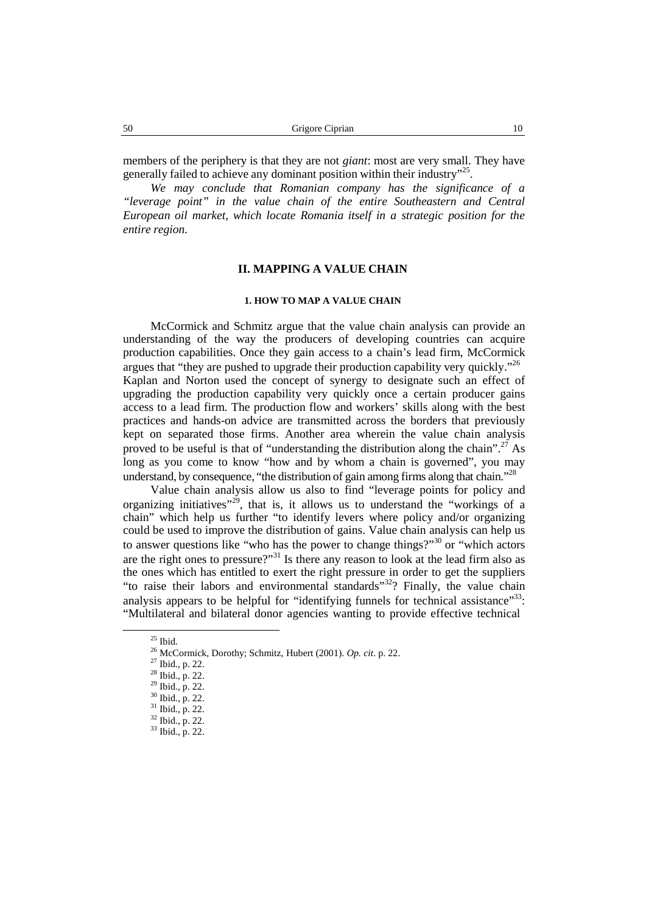members of the periphery is that they are not *giant*: most are very small. They have generally failed to achieve any dominant position within their industry"[25].

*We may conclude that Romanian company has the significance of a "leverage point" in the value chain of the entire Southeastern and Central European oil market, which locate Romania itself in a strategic position for the entire region.*

## II. MAPPING A VALUE CHAIN

### 1. HOW TO MAP A VALUE CHAIN

McCormick and Schmitz argue that the value chain analysis can provide an understanding of the way the producers of developing countries can acquire production capabilities. Once they gain access to a chain's lead firm, McCormick argues that "they are pushed to upgrade their production capability very quickly."[26] Kaplan and Norton used the concept of synergy to designate such an effect of upgrading the production capability very quickly once a certain producer gains access to a lead firm. The production flow and workers' skills along with the best practices and hands-on advice are transmitted across the borders that previously kept on separated those firms. Another area wherein the value chain analysis proved to be useful is that of "understanding the distribution along the chain".[27] As long as you come to know "how and by whom a chain is governed", you may understand, by consequence, "the distribution of gain among firms along that chain."[28]

Value chain analysis allow us also to find "leverage points for policy and organizing initiatives"[29], that is, it allows us to understand the "workings of a chain" which help us further "to identify levers where policy and/or organizing could be used to improve the distribution of gains. Value chain analysis can help us to answer questions like "who has the power to change things?"[30] or "which actors are the right ones to pressure?"[31] Is there any reason to look at the lead firm also as the ones which has entitled to exert the right pressure in order to get the suppliers "to raise their labors and environmental standards"[32]? Finally, the value chain analysis appears to be helpful for "identifying funnels for technical assistance"[33]: "Multilateral and bilateral donor agencies wanting to provide effective technical

---

[25] Ibid.

[26] McCormick, Dorothy; Schmitz, Hubert (2001). *Op. cit*. p. 22.

[27] Ibid., p. 22.

[28] Ibid., p. 22.

[29] Ibid., p. 22.

[30] Ibid., p. 22.

[31] Ibid., p. 22.

[32] Ibid., p. 22.

[33] Ibid., p. 22.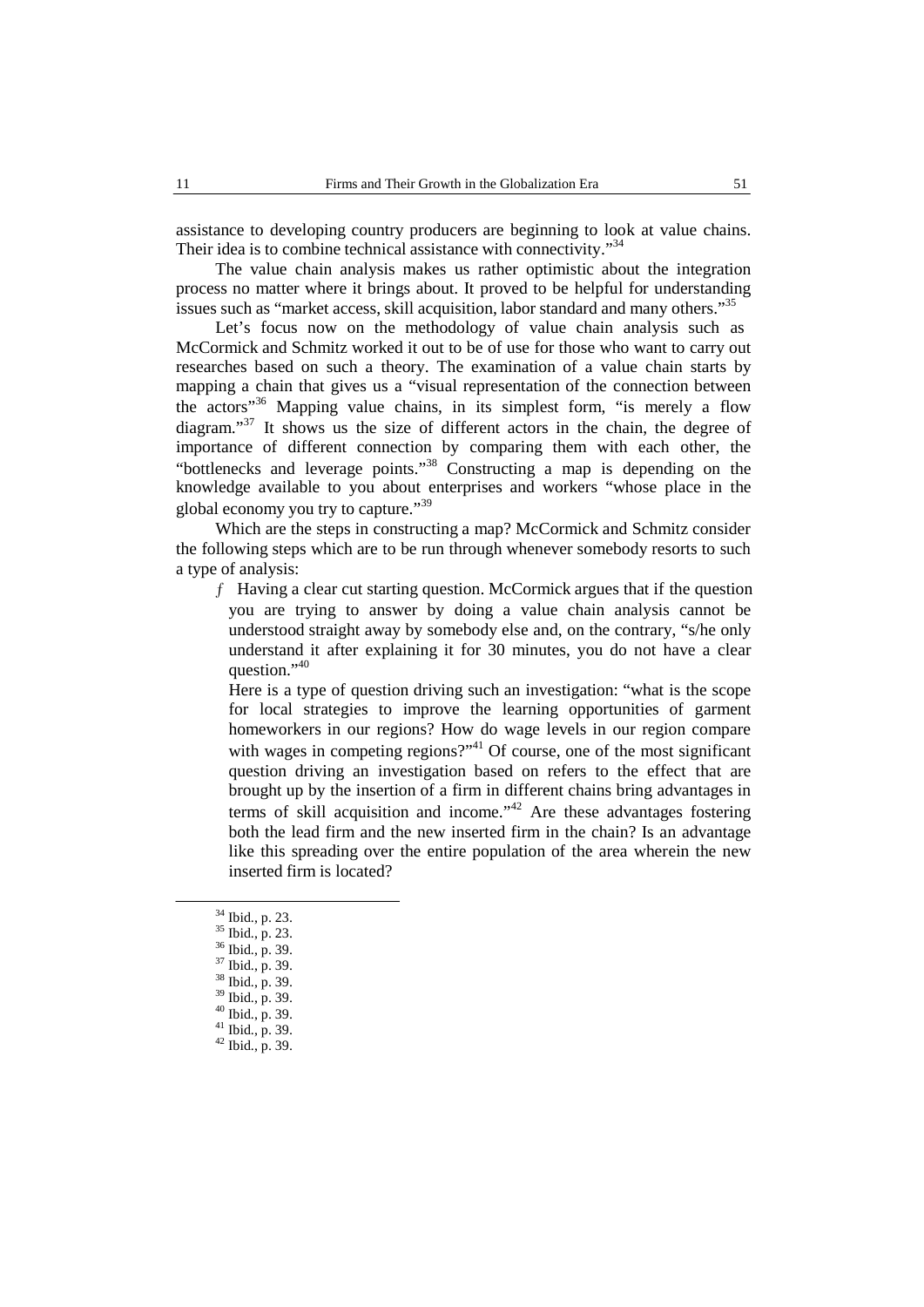assistance to developing country producers are beginning to look at value chains. Their idea is to combine technical assistance with connectivity."[34]

The value chain analysis makes us rather optimistic about the integration process no matter where it brings about. It proved to be helpful for understanding issues such as "market access, skill acquisition, labor standard and many others."[35]

Let's focus now on the methodology of value chain analysis such as McCormick and Schmitz worked it out to be of use for those who want to carry out researches based on such a theory. The examination of a value chain starts by mapping a chain that gives us a "visual representation of the connection between the actors"[36] Mapping value chains, in its simplest form, "is merely a flow diagram."[37] It shows us the size of different actors in the chain, the degree of importance of different connection by comparing them with each other, the "bottlenecks and leverage points."[38] Constructing a map is depending on the knowledge available to you about enterprises and workers "whose place in the global economy you try to capture."[39]

Which are the steps in constructing a map? McCormick and Schmitz consider the following steps which are to be run through whenever somebody resorts to such a type of analysis:

- Having a clear cut starting question. McCormick argues that if the question you are trying to answer by doing a value chain analysis cannot be understood straight away by somebody else and, on the contrary, "s/he only understand it after explaining it for 30 minutes, you do not have a clear question."[40]

  Here is a type of question driving such an investigation: "what is the scope for local strategies to improve the learning opportunities of garment homeworkers in our regions? How do wage levels in our region compare with wages in competing regions?"[41] Of course, one of the most significant question driving an investigation based on refers to the effect that are brought up by the insertion of a firm in different chains bring advantages in terms of skill acquisition and income."[42] Are these advantages fostering both the lead firm and the new inserted firm in the chain? Is an advantage like this spreading over the entire population of the area wherein the new inserted firm is located?

---

[34] Ibid., p. 23.
[35] Ibid., p. 23.
[36] Ibid., p. 39.
[37] Ibid., p. 39.
[38] Ibid., p. 39.
[39] Ibid., p. 39.
[40] Ibid., p. 39.
[41] Ibid., p. 39.
[42] Ibid., p. 39.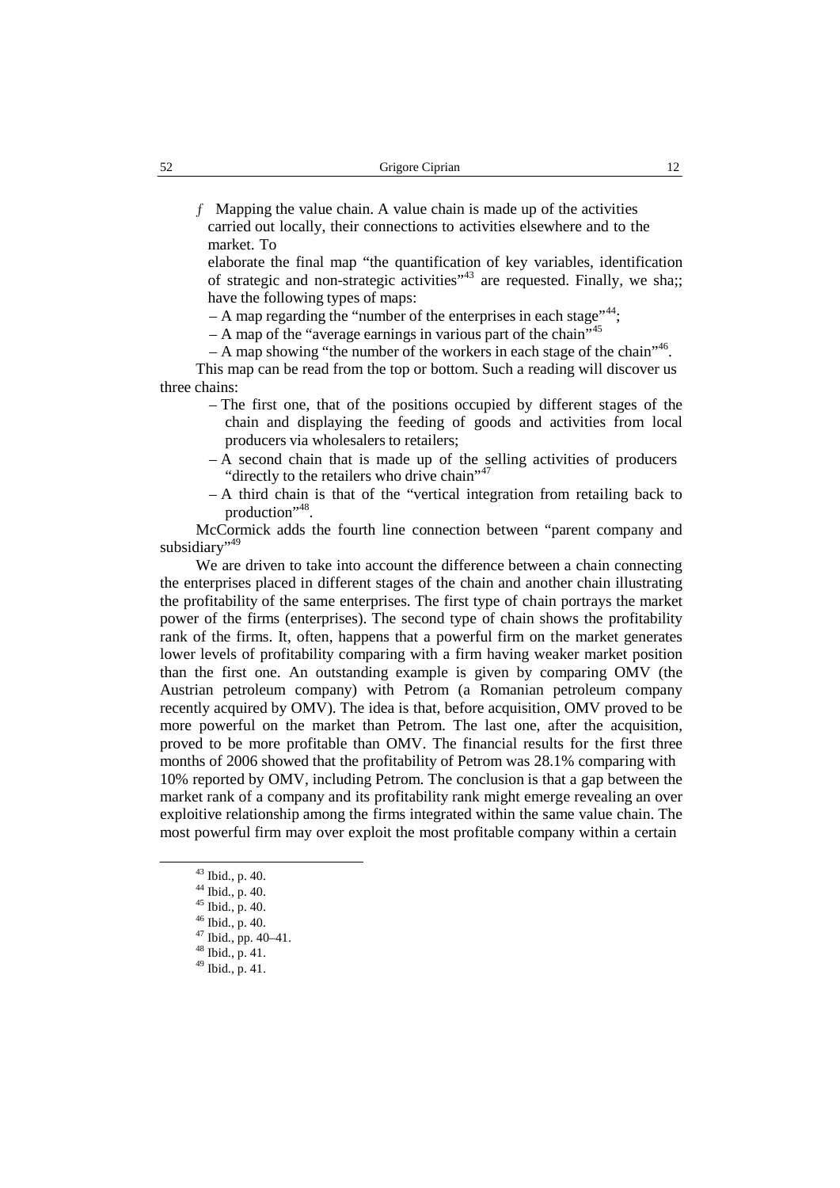*f* Mapping the value chain. A value chain is made up of the activities carried out locally, their connections to activities elsewhere and to the market. To elaborate the final map "the quantification of key variables, identification of strategic and non-strategic activities"[43] are requested. Finally, we sha;; have the following types of maps:

– A map regarding the "number of the enterprises in each stage"[44];

– A map of the "average earnings in various part of the chain"[45]

– A map showing "the number of the workers in each stage of the chain"[46].

This map can be read from the top or bottom. Such a reading will discover us three chains:

– The first one, that of the positions occupied by different stages of the chain and displaying the feeding of goods and activities from local producers via wholesalers to retailers;

– A second chain that is made up of the selling activities of producers "directly to the retailers who drive chain"[47]

– A third chain is that of the "vertical integration from retailing back to production"[48].

McCormick adds the fourth line connection between "parent company and subsidiary"[49]

We are driven to take into account the difference between a chain connecting the enterprises placed in different stages of the chain and another chain illustrating the profitability of the same enterprises. The first type of chain portrays the market power of the firms (enterprises). The second type of chain shows the profitability rank of the firms. It, often, happens that a powerful firm on the market generates lower levels of profitability comparing with a firm having weaker market position than the first one. An outstanding example is given by comparing OMV (the Austrian petroleum company) with Petrom (a Romanian petroleum company recently acquired by OMV). The idea is that, before acquisition, OMV proved to be more powerful on the market than Petrom. The last one, after the acquisition, proved to be more profitable than OMV. The financial results for the first three months of 2006 showed that the profitability of Petrom was 28.1% comparing with 10% reported by OMV, including Petrom. The conclusion is that a gap between the market rank of a company and its profitability rank might emerge revealing an over exploitive relationship among the firms integrated within the same value chain. The most powerful firm may over exploit the most profitable company within a certain

---

[43] Ibid., p. 40.

[44] Ibid., p. 40.

[45] Ibid., p. 40.

[46] Ibid., p. 40.

[47] Ibid., pp. 40–41.

[48] Ibid., p. 41.

[49] Ibid., p. 41.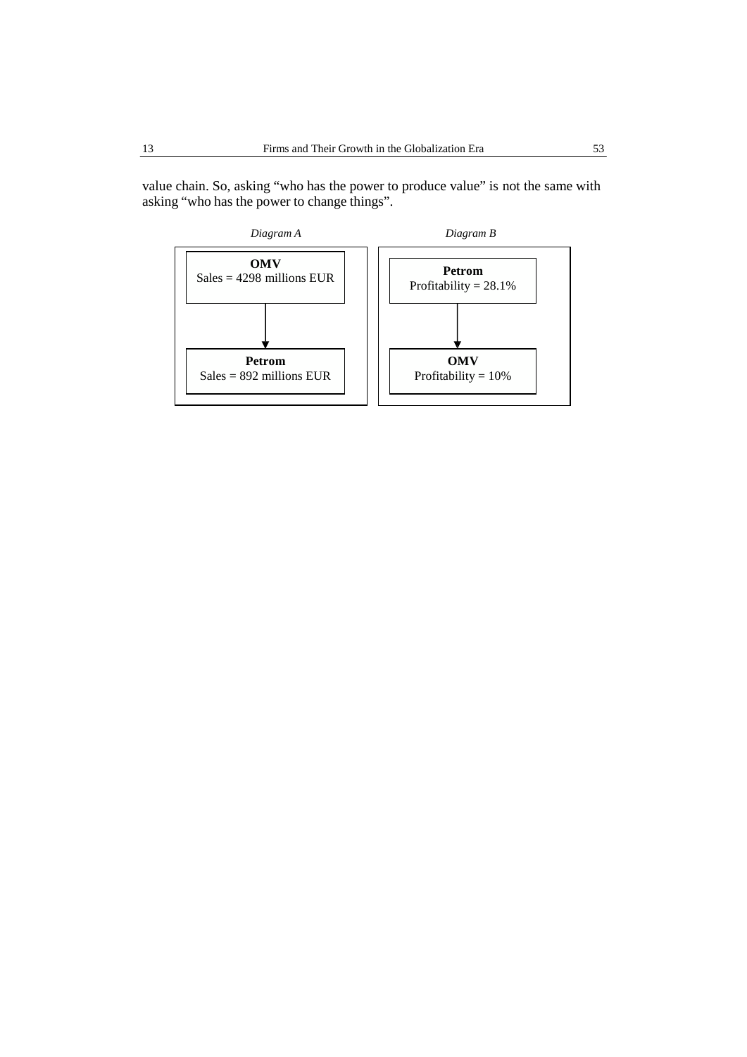value chain. So, asking "who has the power to produce value" is not the same with asking "who has the power to change things".

*Diagram A*

**OMV**
Sales = 4298 millions EUR

↓

**Petrom**
Sales = 892 millions EUR

*Diagram B*

**Petrom**
Profitability = 28.1%

↓

**OMV**
Profitability = 10%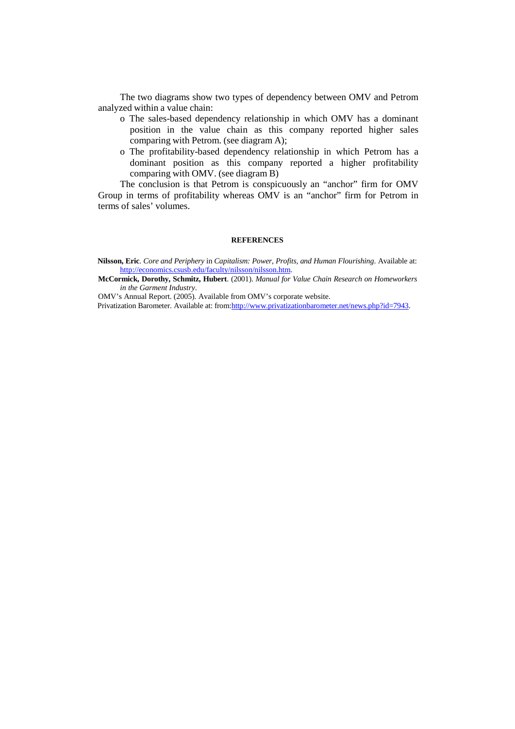The two diagrams show two types of dependency between OMV and Petrom analyzed within a value chain:

- The sales-based dependency relationship in which OMV has a dominant position in the value chain as this company reported higher sales comparing with Petrom. (see diagram A);
- The profitability-based dependency relationship in which Petrom has a dominant position as this company reported a higher profitability comparing with OMV. (see diagram B)

The conclusion is that Petrom is conspicuously an "anchor" firm for OMV Group in terms of profitability whereas OMV is an "anchor" firm for Petrom in terms of sales' volumes.

#### REFERENCES

**Nilsson, Eric**. *Core and Periphery* in *Capitalism: Power, Profits, and Human Flourishing*. Available at: http://economics.csusb.edu/faculty/nilsson/nilsson.htm.

**McCormick, Dorothy, Schmitz, Hubert**. (2001). *Manual for Value Chain Research on Homeworkers in the Garment Industry*.

OMV's Annual Report. (2005). Available from OMV's corporate website.

Privatization Barometer. Available at: from:http://www.privatizationbarometer.net/news.php?id=7943.